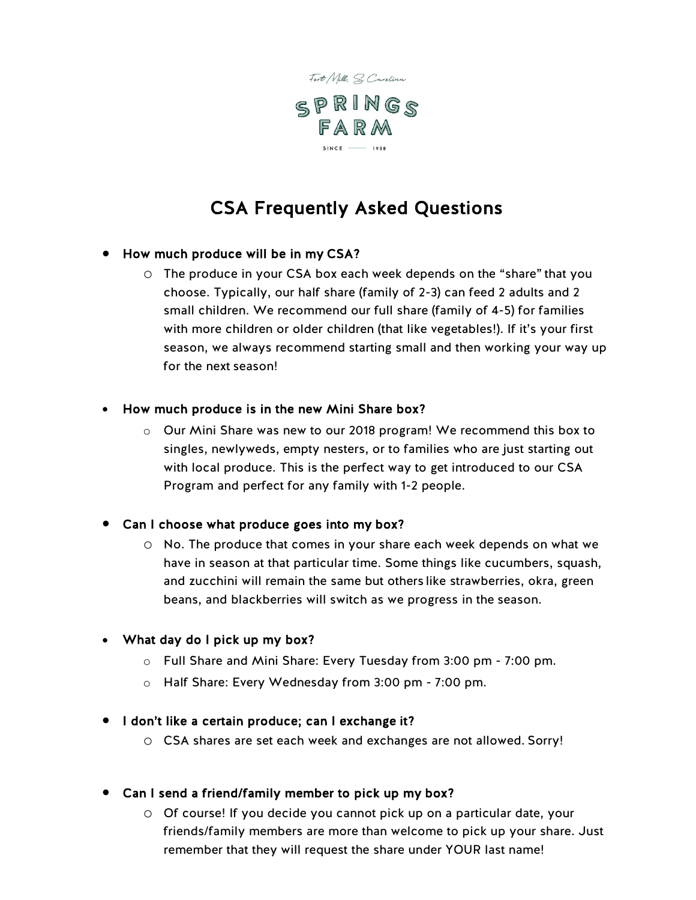Fort Mill, S. Carolina

SPRINGS FARM

SINCE 1938

# CSA Frequently Asked Questions

- **How much produce will be in my CSA?**
  - The produce in your CSA box each week depends on the "share" that you choose. Typically, our half share (family of 2-3) can feed 2 adults and 2 small children. We recommend our full share (family of 4-5) for families with more children or older children (that like vegetables!). If it's your first season, we always recommend starting small and then working your way up for the next season!

- **How much produce is in the new Mini Share box?**
  - Our Mini Share was new to our 2018 program! We recommend this box to singles, newlyweds, empty nesters, or to families who are just starting out with local produce. This is the perfect way to get introduced to our CSA Program and perfect for any family with 1-2 people.

- **Can I choose what produce goes into my box?**
  - No. The produce that comes in your share each week depends on what we have in season at that particular time. Some things like cucumbers, squash, and zucchini will remain the same but others like strawberries, okra, green beans, and blackberries will switch as we progress in the season.

- **What day do I pick up my box?**
  - Full Share and Mini Share: Every Tuesday from 3:00 pm - 7:00 pm.
  - Half Share: Every Wednesday from 3:00 pm - 7:00 pm.

- **I don't like a certain produce; can I exchange it?**
  - CSA shares are set each week and exchanges are not allowed. Sorry!

- **Can I send a friend/family member to pick up my box?**
  - Of course! If you decide you cannot pick up on a particular date, your friends/family members are more than welcome to pick up your share. Just remember that they will request the share under YOUR last name!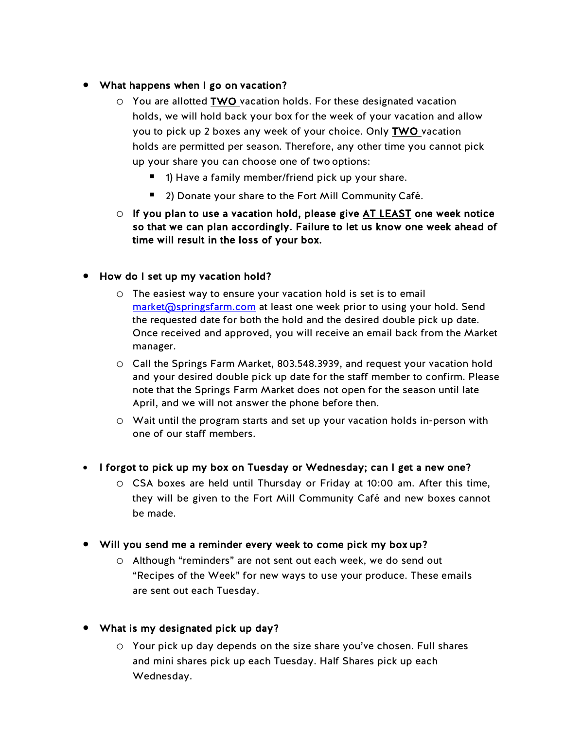- **What happens when I go on vacation?**
  - You are allotted <u>**TWO**</u> vacation holds. For these designated vacation holds, we will hold back your box for the week of your vacation and allow you to pick up 2 boxes any week of your choice. Only <u>**TWO**</u> vacation holds are permitted per season. Therefore, any other time you cannot pick up your share you can choose one of two options:
    - 1) Have a family member/friend pick up your share.
    - 2) Donate your share to the Fort Mill Community Café.
  - **If you plan to use a vacation hold, please give <u>AT LEAST</u> one week notice so that we can plan accordingly. Failure to let us know one week ahead of time will result in the loss of your box.**

- **How do I set up my vacation hold?**
  - The easiest way to ensure your vacation hold is set is to email [market@springsfarm.com](mailto:market@springsfarm.com) at least one week prior to using your hold. Send the requested date for both the hold and the desired double pick up date. Once received and approved, you will receive an email back from the Market manager.
  - Call the Springs Farm Market, 803.548.3939, and request your vacation hold and your desired double pick up date for the staff member to confirm. Please note that the Springs Farm Market does not open for the season until late April, and we will not answer the phone before then.
  - Wait until the program starts and set up your vacation holds in-person with one of our staff members.

- **I forgot to pick up my box on Tuesday or Wednesday; can I get a new one?**
  - CSA boxes are held until Thursday or Friday at 10:00 am. After this time, they will be given to the Fort Mill Community Café and new boxes cannot be made.

- **Will you send me a reminder every week to come pick my box up?**
  - Although "reminders" are not sent out each week, we do send out "Recipes of the Week" for new ways to use your produce. These emails are sent out each Tuesday.

- **What is my designated pick up day?**
  - Your pick up day depends on the size share you've chosen. Full shares and mini shares pick up each Tuesday. Half Shares pick up each Wednesday.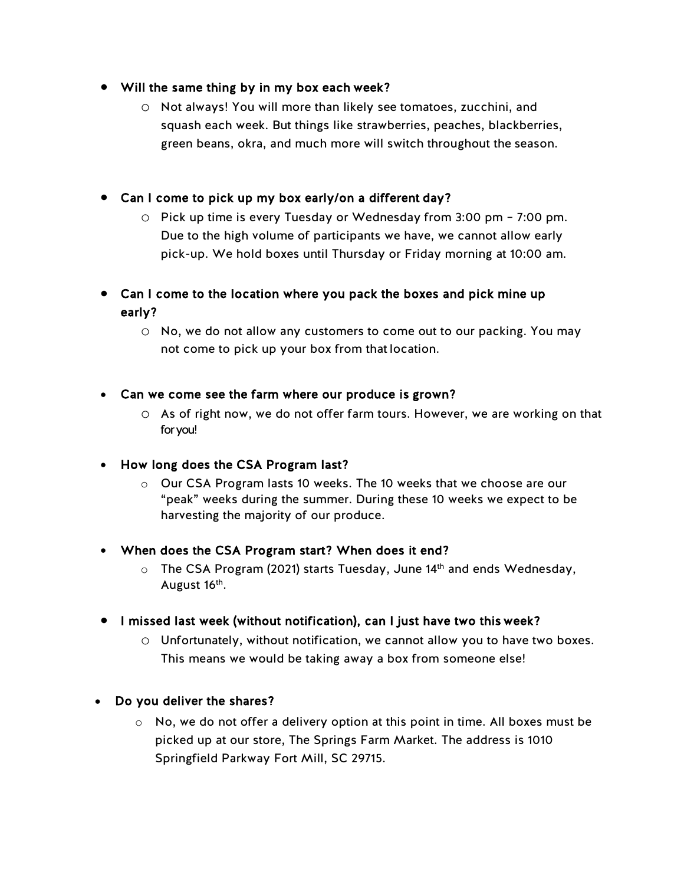- **Will the same thing by in my box each week?**
  - Not always! You will more than likely see tomatoes, zucchini, and squash each week. But things like strawberries, peaches, blackberries, green beans, okra, and much more will switch throughout the season.

- **Can I come to pick up my box early/on a different day?**
  - Pick up time is every Tuesday or Wednesday from 3:00 pm – 7:00 pm. Due to the high volume of participants we have, we cannot allow early pick-up. We hold boxes until Thursday or Friday morning at 10:00 am.

- **Can I come to the location where you pack the boxes and pick mine up early?**
  - No, we do not allow any customers to come out to our packing. You may not come to pick up your box from that location.

- **Can we come see the farm where our produce is grown?**
  - As of right now, we do not offer farm tours. However, we are working on that for you!

- **How long does the CSA Program last?**
  - Our CSA Program lasts 10 weeks. The 10 weeks that we choose are our "peak" weeks during the summer. During these 10 weeks we expect to be harvesting the majority of our produce.

- **When does the CSA Program start? When does it end?**
  - The CSA Program (2021) starts Tuesday, June 14th and ends Wednesday, August 16th.

- **I missed last week (without notification), can I just have two this week?**
  - Unfortunately, without notification, we cannot allow you to have two boxes. This means we would be taking away a box from someone else!

- **Do you deliver the shares?**
  - No, we do not offer a delivery option at this point in time. All boxes must be picked up at our store, The Springs Farm Market. The address is 1010 Springfield Parkway Fort Mill, SC 29715.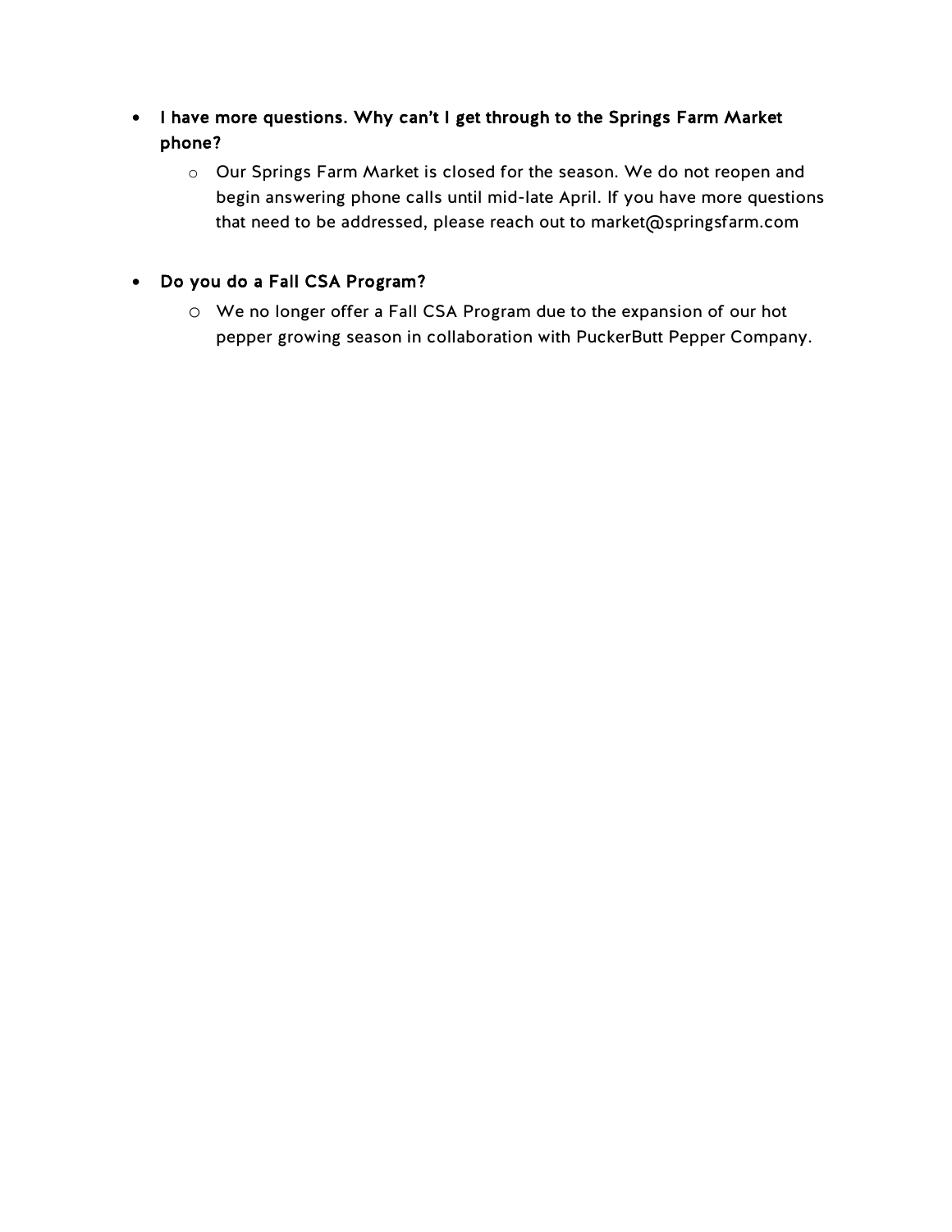- **I have more questions. Why can't I get through to the Springs Farm Market phone?**
  - Our Springs Farm Market is closed for the season. We do not reopen and begin answering phone calls until mid-late April. If you have more questions that need to be addressed, please reach out to market@springsfarm.com

- **Do you do a Fall CSA Program?**
  - We no longer offer a Fall CSA Program due to the expansion of our hot pepper growing season in collaboration with PuckerButt Pepper Company.